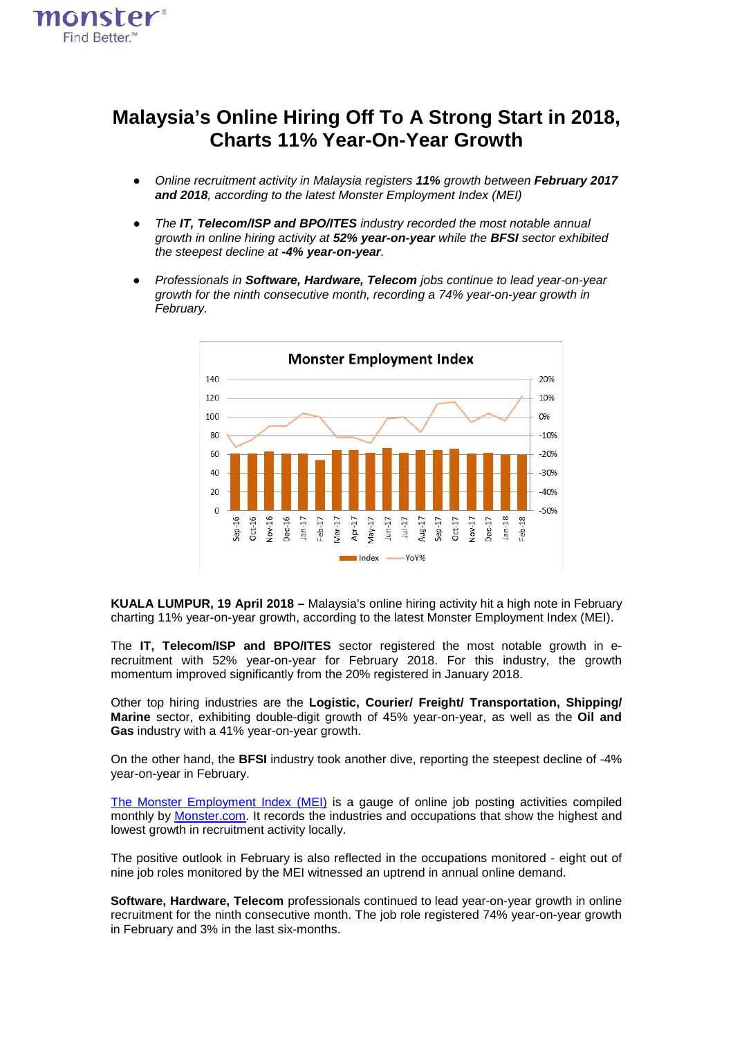# Malaysia's Online Hiring Off To A Strong Start in 2018, Charts 11% Year-On-Year Growth

- *Online recruitment activity in Malaysia registers **11%** growth between **February 2017 and 2018**, according to the latest Monster Employment Index (MEI)*
- *The **IT, Telecom/ISP and BPO/ITES** industry recorded the most notable annual growth in online hiring activity at **52% year-on-year** while the **BFSI** sector exhibited the steepest decline at **-4% year-on-year**.*
- *Professionals in **Software, Hardware, Telecom** jobs continue to lead year-on-year growth for the ninth consecutive month, recording a 74% year-on-year growth in February.*

**KUALA LUMPUR, 19 April 2018 –** Malaysia's online hiring activity hit a high note in February charting 11% year-on-year growth, according to the latest Monster Employment Index (MEI).

The **IT, Telecom/ISP and BPO/ITES** sector registered the most notable growth in e-recruitment with 52% year-on-year for February 2018. For this industry, the growth momentum improved significantly from the 20% registered in January 2018.

Other top hiring industries are the **Logistic, Courier/ Freight/ Transportation, Shipping/ Marine** sector, exhibiting double-digit growth of 45% year-on-year, as well as the **Oil and Gas** industry with a 41% year-on-year growth.

On the other hand, the **BFSI** industry took another dive, reporting the steepest decline of -4% year-on-year in February.

[The Monster Employment Index (MEI)](#) is a gauge of online job posting activities compiled monthly by [Monster.com](#). It records the industries and occupations that show the highest and lowest growth in recruitment activity locally.

The positive outlook in February is also reflected in the occupations monitored - eight out of nine job roles monitored by the MEI witnessed an uptrend in annual online demand.

**Software, Hardware, Telecom** professionals continued to lead year-on-year growth in online recruitment for the ninth consecutive month. The job role registered 74% year-on-year growth in February and 3% in the last six-months.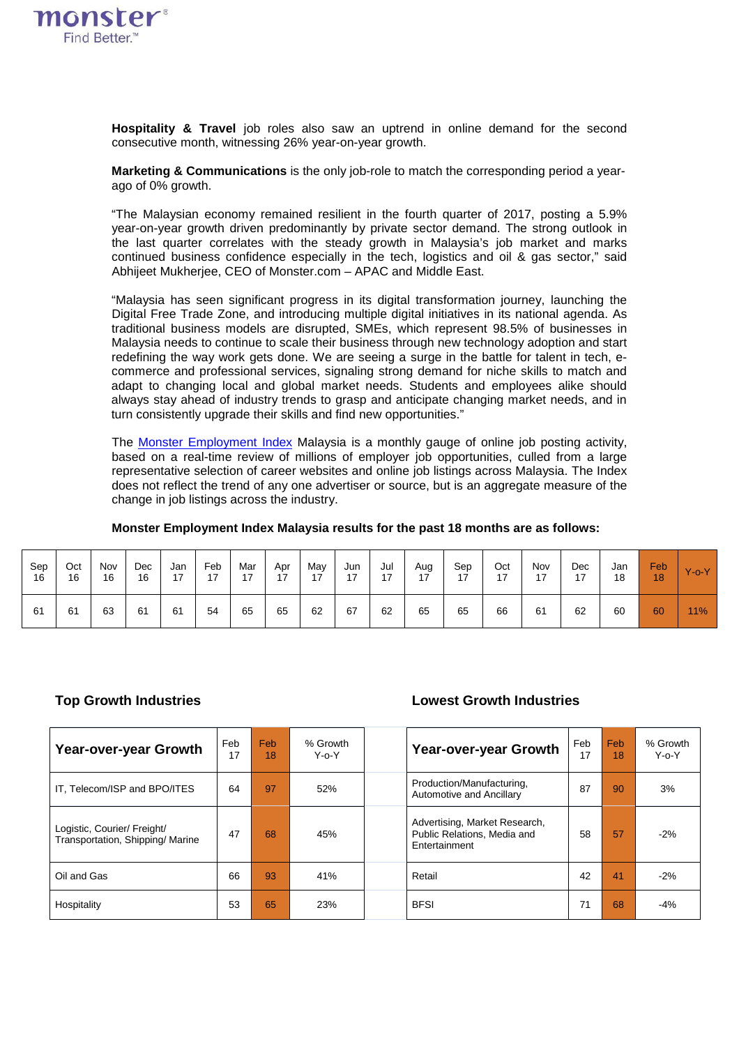**Hospitality & Travel** job roles also saw an uptrend in online demand for the second consecutive month, witnessing 26% year-on-year growth.

**Marketing & Communications** is the only job-role to match the corresponding period a year-ago of 0% growth.

"The Malaysian economy remained resilient in the fourth quarter of 2017, posting a 5.9% year-on-year growth driven predominantly by private sector demand. The strong outlook in the last quarter correlates with the steady growth in Malaysia's job market and marks continued business confidence especially in the tech, logistics and oil & gas sector," said Abhijeet Mukherjee, CEO of Monster.com – APAC and Middle East.

"Malaysia has seen significant progress in its digital transformation journey, launching the Digital Free Trade Zone, and introducing multiple digital initiatives in its national agenda. As traditional business models are disrupted, SMEs, which represent 98.5% of businesses in Malaysia needs to continue to scale their business through new technology adoption and start redefining the way work gets done. We are seeing a surge in the battle for talent in tech, e-commerce and professional services, signaling strong demand for niche skills to match and adapt to changing local and global market needs. Students and employees alike should always stay ahead of industry trends to grasp and anticipate changing market needs, and in turn consistently upgrade their skills and find new opportunities."

The Monster Employment Index Malaysia is a monthly gauge of online job posting activity, based on a real-time review of millions of employer job opportunities, culled from a large representative selection of career websites and online job listings across Malaysia. The Index does not reflect the trend of any one advertiser or source, but is an aggregate measure of the change in job listings across the industry.

**Monster Employment Index Malaysia results for the past 18 months are as follows:**

| Sep 16 | Oct 16 | Nov 16 | Dec 16 | Jan 17 | Feb 17 | Mar 17 | Apr 17 | May 17 | Jun 17 | Jul 17 | Aug 17 | Sep 17 | Oct 17 | Nov 17 | Dec 17 | Jan 18 | Feb 18 | Y-o-Y |
|---|---|---|---|---|---|---|---|---|---|---|---|---|---|---|---|---|---|---|
| 61 | 61 | 63 | 61 | 61 | 54 | 65 | 65 | 62 | 67 | 62 | 65 | 65 | 66 | 61 | 62 | 60 | 60 | 11% |

### Top Growth Industries

| Year-over-year Growth | Feb 17 | Feb 18 | % Growth Y-o-Y |
|---|---|---|---|
| IT, Telecom/ISP and BPO/ITES | 64 | 97 | 52% |
| Logistic, Courier/ Freight/ Transportation, Shipping/ Marine | 47 | 68 | 45% |
| Oil and Gas | 66 | 93 | 41% |
| Hospitality | 53 | 65 | 23% |

### Lowest Growth Industries

| Year-over-year Growth | Feb 17 | Feb 18 | % Growth Y-o-Y |
|---|---|---|---|
| Production/Manufacturing, Automotive and Ancillary | 87 | 90 | 3% |
| Advertising, Market Research, Public Relations, Media and Entertainment | 58 | 57 | -2% |
| Retail | 42 | 41 | -2% |
| BFSI | 71 | 68 | -4% |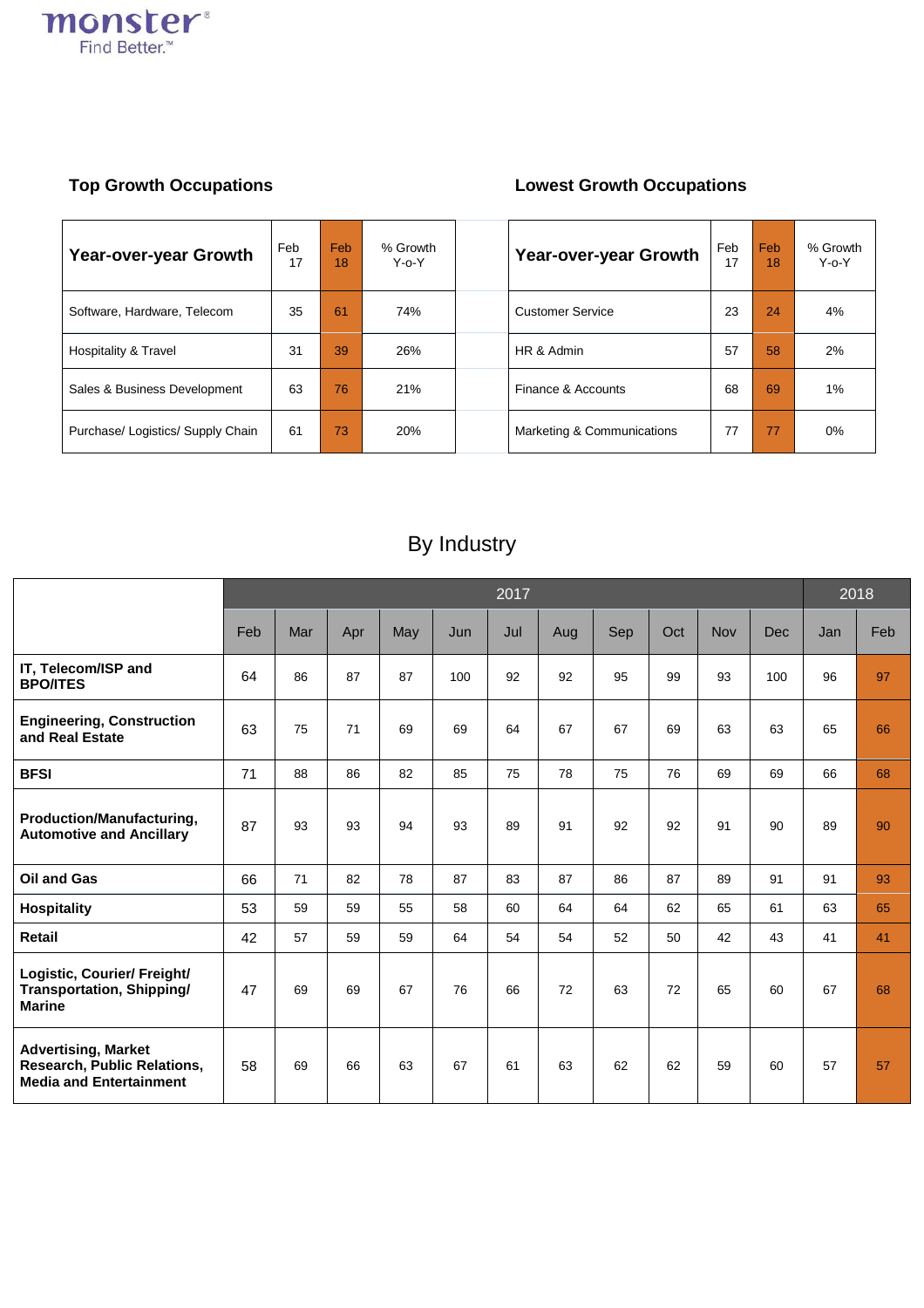## Top Growth Occupations

| Year-over-year Growth | Feb 17 | Feb 18 | % Growth Y-o-Y |
|---|---|---|---|
| Software, Hardware, Telecom | 35 | 61 | 74% |
| Hospitality & Travel | 31 | 39 | 26% |
| Sales & Business Development | 63 | 76 | 21% |
| Purchase/ Logistics/ Supply Chain | 61 | 73 | 20% |

## Lowest Growth Occupations

| Year-over-year Growth | Feb 17 | Feb 18 | % Growth Y-o-Y |
|---|---|---|---|
| Customer Service | 23 | 24 | 4% |
| HR & Admin | 57 | 58 | 2% |
| Finance & Accounts | 68 | 69 | 1% |
| Marketing & Communications | 77 | 77 | 0% |

## By Industry

| | 2017 | | | | | | | | | | | 2018 | |
|---|---|---|---|---|---|---|---|---|---|---|---|---|---|
| | Feb | Mar | Apr | May | Jun | Jul | Aug | Sep | Oct | Nov | Dec | Jan | Feb |
| **IT, Telecom/ISP and BPO/ITES** | 64 | 86 | 87 | 87 | 100 | 92 | 92 | 95 | 99 | 93 | 100 | 96 | 97 |
| **Engineering, Construction and Real Estate** | 63 | 75 | 71 | 69 | 69 | 64 | 67 | 67 | 69 | 63 | 63 | 65 | 66 |
| **BFSI** | 71 | 88 | 86 | 82 | 85 | 75 | 78 | 75 | 76 | 69 | 69 | 66 | 68 |
| **Production/Manufacturing, Automotive and Ancillary** | 87 | 93 | 93 | 94 | 93 | 89 | 91 | 92 | 92 | 91 | 90 | 89 | 90 |
| **Oil and Gas** | 66 | 71 | 82 | 78 | 87 | 83 | 87 | 86 | 87 | 89 | 91 | 91 | 93 |
| **Hospitality** | 53 | 59 | 59 | 55 | 58 | 60 | 64 | 64 | 62 | 65 | 61 | 63 | 65 |
| **Retail** | 42 | 57 | 59 | 59 | 64 | 54 | 54 | 52 | 50 | 42 | 43 | 41 | 41 |
| **Logistic, Courier/ Freight/ Transportation, Shipping/ Marine** | 47 | 69 | 69 | 67 | 76 | 66 | 72 | 63 | 72 | 65 | 60 | 67 | 68 |
| **Advertising, Market Research, Public Relations, Media and Entertainment** | 58 | 69 | 66 | 63 | 67 | 61 | 63 | 62 | 62 | 59 | 60 | 57 | 57 |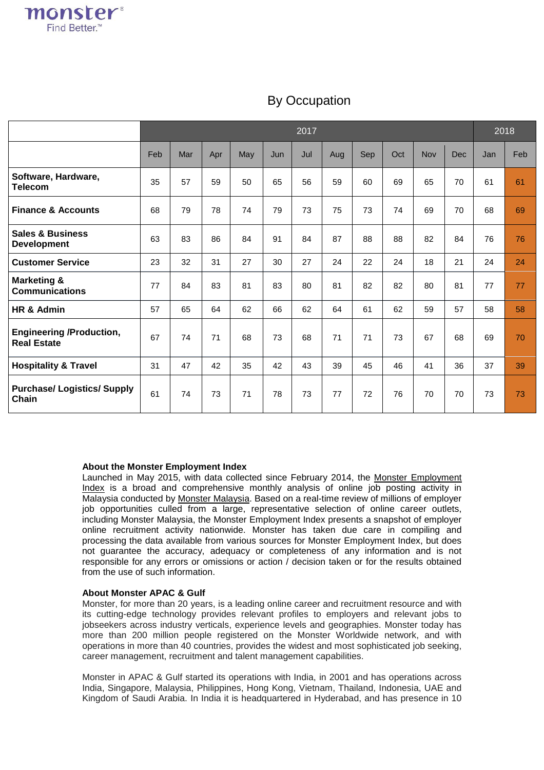## By Occupation

| | 2017 | | | | | | | | | | | 2018 | |
|---|---|---|---|---|---|---|---|---|---|---|---|---|---|
| | Feb | Mar | Apr | May | Jun | Jul | Aug | Sep | Oct | Nov | Dec | Jan | Feb |
| **Software, Hardware, Telecom** | 35 | 57 | 59 | 50 | 65 | 56 | 59 | 60 | 69 | 65 | 70 | 61 | 61 |
| **Finance & Accounts** | 68 | 79 | 78 | 74 | 79 | 73 | 75 | 73 | 74 | 69 | 70 | 68 | 69 |
| **Sales & Business Development** | 63 | 83 | 86 | 84 | 91 | 84 | 87 | 88 | 88 | 82 | 84 | 76 | 76 |
| **Customer Service** | 23 | 32 | 31 | 27 | 30 | 27 | 24 | 22 | 24 | 18 | 21 | 24 | 24 |
| **Marketing & Communications** | 77 | 84 | 83 | 81 | 83 | 80 | 81 | 82 | 82 | 80 | 81 | 77 | 77 |
| **HR & Admin** | 57 | 65 | 64 | 62 | 66 | 62 | 64 | 61 | 62 | 59 | 57 | 58 | 58 |
| **Engineering /Production, Real Estate** | 67 | 74 | 71 | 68 | 73 | 68 | 71 | 71 | 73 | 67 | 68 | 69 | 70 |
| **Hospitality & Travel** | 31 | 47 | 42 | 35 | 42 | 43 | 39 | 45 | 46 | 41 | 36 | 37 | 39 |
| **Purchase/ Logistics/ Supply Chain** | 61 | 74 | 73 | 71 | 78 | 73 | 77 | 72 | 76 | 70 | 70 | 73 | 73 |

**About the Monster Employment Index**

Launched in May 2015, with data collected since February 2014, the Monster Employment Index is a broad and comprehensive monthly analysis of online job posting activity in Malaysia conducted by Monster Malaysia. Based on a real-time review of millions of employer job opportunities culled from a large, representative selection of online career outlets, including Monster Malaysia, the Monster Employment Index presents a snapshot of employer online recruitment activity nationwide. Monster has taken due care in compiling and processing the data available from various sources for Monster Employment Index, but does not guarantee the accuracy, adequacy or completeness of any information and is not responsible for any errors or omissions or action / decision taken or for the results obtained from the use of such information.

**About Monster APAC & Gulf**

Monster, for more than 20 years, is a leading online career and recruitment resource and with its cutting-edge technology provides relevant profiles to employers and relevant jobs to jobseekers across industry verticals, experience levels and geographies. Monster today has more than 200 million people registered on the Monster Worldwide network, and with operations in more than 40 countries, provides the widest and most sophisticated job seeking, career management, recruitment and talent management capabilities.

Monster in APAC & Gulf started its operations with India, in 2001 and has operations across India, Singapore, Malaysia, Philippines, Hong Kong, Vietnam, Thailand, Indonesia, UAE and Kingdom of Saudi Arabia. In India it is headquartered in Hyderabad, and has presence in 10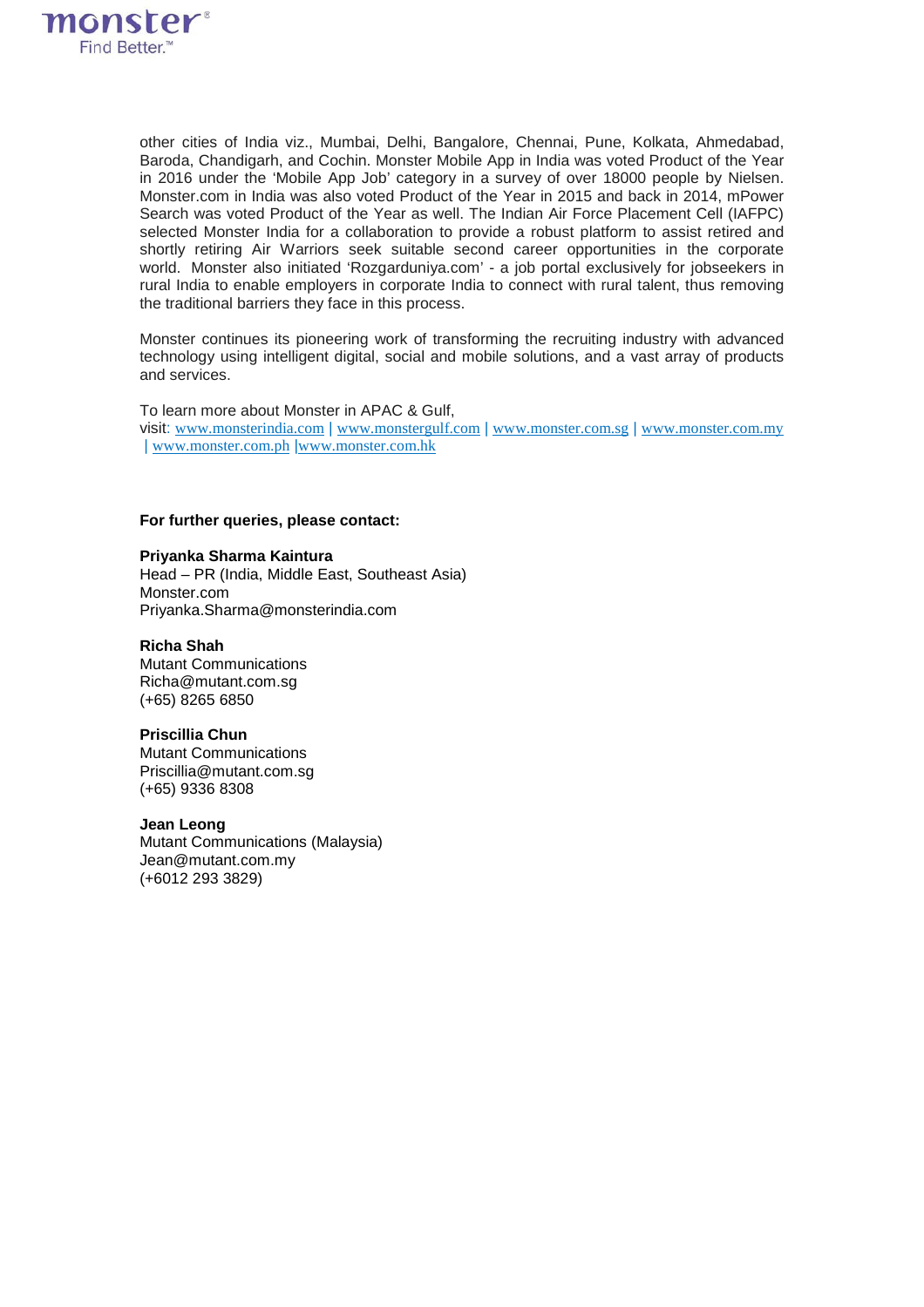other cities of India viz., Mumbai, Delhi, Bangalore, Chennai, Pune, Kolkata, Ahmedabad, Baroda, Chandigarh, and Cochin. Monster Mobile App in India was voted Product of the Year in 2016 under the 'Mobile App Job' category in a survey of over 18000 people by Nielsen. Monster.com in India was also voted Product of the Year in 2015 and back in 2014, mPower Search was voted Product of the Year as well. The Indian Air Force Placement Cell (IAFPC) selected Monster India for a collaboration to provide a robust platform to assist retired and shortly retiring Air Warriors seek suitable second career opportunities in the corporate world. Monster also initiated 'Rozgarduniya.com' - a job portal exclusively for jobseekers in rural India to enable employers in corporate India to connect with rural talent, thus removing the traditional barriers they face in this process.

Monster continues its pioneering work of transforming the recruiting industry with advanced technology using intelligent digital, social and mobile solutions, and a vast array of products and services.

To learn more about Monster in APAC & Gulf, visit: www.monsterindia.com | www.monstergulf.com | www.monster.com.sg | www.monster.com.my | www.monster.com.ph |www.monster.com.hk

**For further queries, please contact:**

**Priyanka Sharma Kaintura**
Head – PR (India, Middle East, Southeast Asia)
Monster.com
Priyanka.Sharma@monsterindia.com

**Richa Shah**
Mutant Communications
Richa@mutant.com.sg
(+65) 8265 6850

**Priscillia Chun**
Mutant Communications
Priscillia@mutant.com.sg
(+65) 9336 8308

**Jean Leong**
Mutant Communications (Malaysia)
Jean@mutant.com.my
(+6012 293 3829)